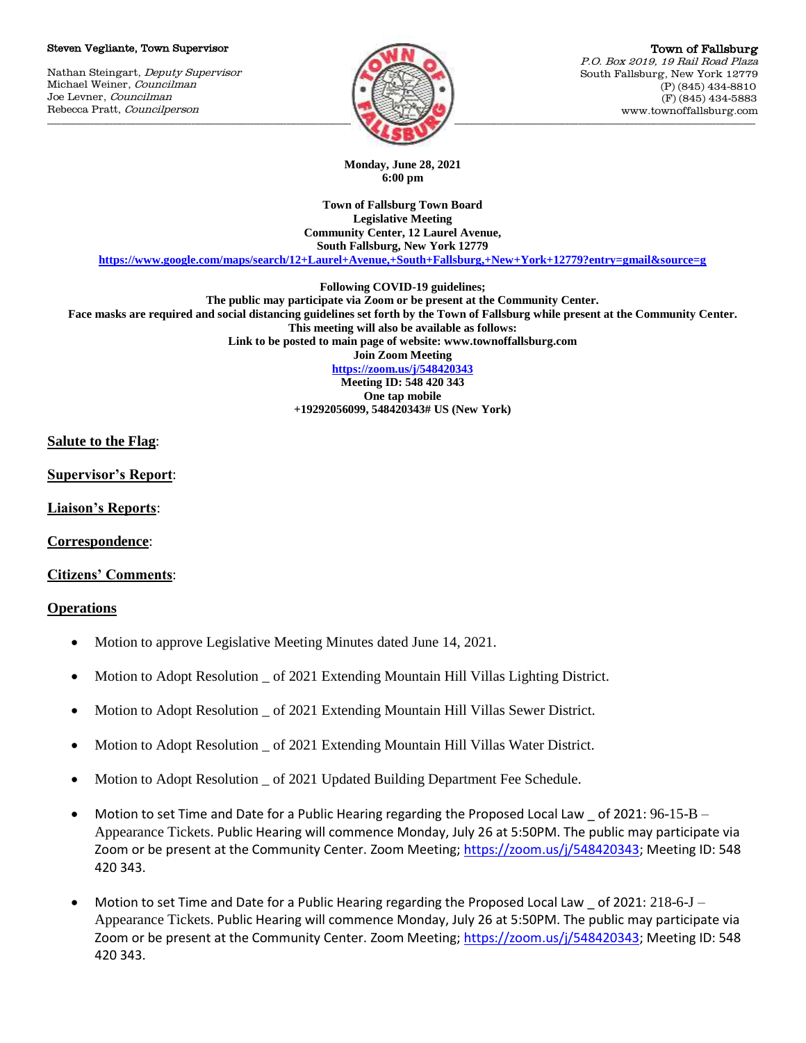Steven Vegliante, Town Supervisor

Nathan Steingart, *Deputy Supervisor*
Michael Weiner, *Councilman*
Joe Levner, *Councilman*
Rebecca Pratt, *Councilperson*

**Town of Fallsburg**
*P.O. Box 2019, 19 Rail Road Plaza*
South Fallsburg, New York 12779
(P) (845) 434-8810
(F) (845) 434-5883
www.townoffallsburg.com

**Monday, June 28, 2021**
**6:00 pm**

**Town of Fallsburg Town Board**
**Legislative Meeting**
**Community Center, 12 Laurel Avenue,**
**South Fallsburg, New York 12779**
**https://www.google.com/maps/search/12+Laurel+Avenue,+South+Fallsburg,+New+York+12779?entry=gmail&source=g**

**Following COVID-19 guidelines;**
**The public may participate via Zoom or be present at the Community Center.**
**Face masks are required and social distancing guidelines set forth by the Town of Fallsburg while present at the Community Center.**
**This meeting will also be available as follows:**
**Link to be posted to main page of website: www.townoffallsburg.com**
**Join Zoom Meeting**
**https://zoom.us/j/548420343**
**Meeting ID: 548 420 343**
**One tap mobile**
**+19292056099, 548420343# US (New York)**

**Salute to the Flag**:

**Supervisor's Report**:

**Liaison's Reports**:

**Correspondence**:

**Citizens' Comments**:

**Operations**

- Motion to approve Legislative Meeting Minutes dated June 14, 2021.
- Motion to Adopt Resolution _ of 2021 Extending Mountain Hill Villas Lighting District.
- Motion to Adopt Resolution _ of 2021 Extending Mountain Hill Villas Sewer District.
- Motion to Adopt Resolution _ of 2021 Extending Mountain Hill Villas Water District.
- Motion to Adopt Resolution _ of 2021 Updated Building Department Fee Schedule.
- Motion to set Time and Date for a Public Hearing regarding the Proposed Local Law _ of 2021: 96-15-B – Appearance Tickets. Public Hearing will commence Monday, July 26 at 5:50PM. The public may participate via Zoom or be present at the Community Center. Zoom Meeting; https://zoom.us/j/548420343; Meeting ID: 548 420 343.
- Motion to set Time and Date for a Public Hearing regarding the Proposed Local Law _ of 2021: 218-6-J – Appearance Tickets. Public Hearing will commence Monday, July 26 at 5:50PM. The public may participate via Zoom or be present at the Community Center. Zoom Meeting; https://zoom.us/j/548420343; Meeting ID: 548 420 343.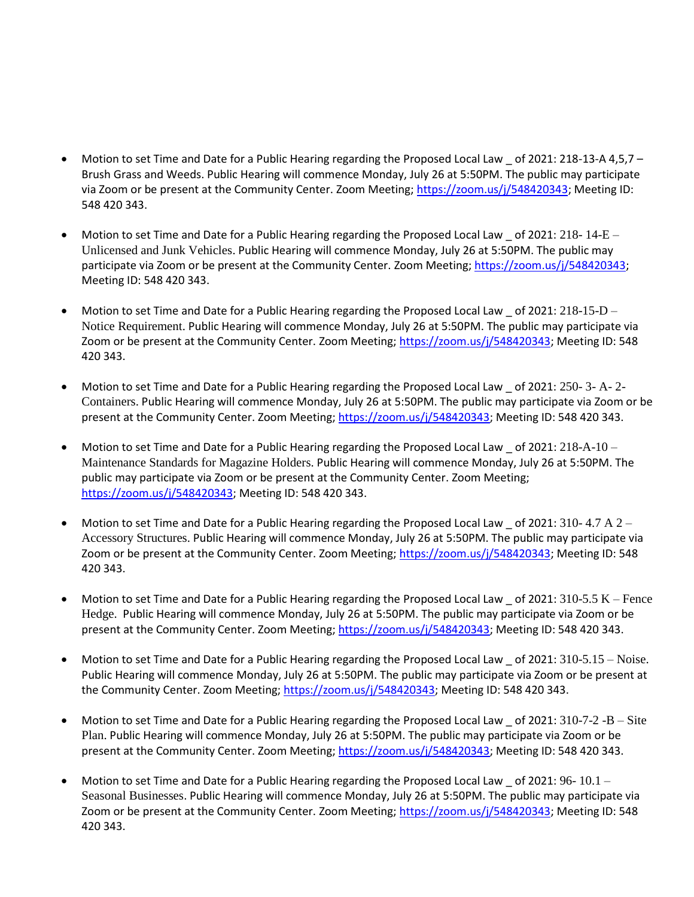- Motion to set Time and Date for a Public Hearing regarding the Proposed Local Law _ of 2021: 218-13-A 4,5,7 – Brush Grass and Weeds. Public Hearing will commence Monday, July 26 at 5:50PM. The public may participate via Zoom or be present at the Community Center. Zoom Meeting; https://zoom.us/j/548420343; Meeting ID: 548 420 343.

- Motion to set Time and Date for a Public Hearing regarding the Proposed Local Law _ of 2021: 218- 14-E – Unlicensed and Junk Vehicles. Public Hearing will commence Monday, July 26 at 5:50PM. The public may participate via Zoom or be present at the Community Center. Zoom Meeting; https://zoom.us/j/548420343; Meeting ID: 548 420 343.

- Motion to set Time and Date for a Public Hearing regarding the Proposed Local Law _ of 2021: 218-15-D – Notice Requirement. Public Hearing will commence Monday, July 26 at 5:50PM. The public may participate via Zoom or be present at the Community Center. Zoom Meeting; https://zoom.us/j/548420343; Meeting ID: 548 420 343.

- Motion to set Time and Date for a Public Hearing regarding the Proposed Local Law _ of 2021: 250- 3- A- 2- Containers. Public Hearing will commence Monday, July 26 at 5:50PM. The public may participate via Zoom or be present at the Community Center. Zoom Meeting; https://zoom.us/j/548420343; Meeting ID: 548 420 343.

- Motion to set Time and Date for a Public Hearing regarding the Proposed Local Law _ of 2021: 218-A-10 – Maintenance Standards for Magazine Holders. Public Hearing will commence Monday, July 26 at 5:50PM. The public may participate via Zoom or be present at the Community Center. Zoom Meeting; https://zoom.us/j/548420343; Meeting ID: 548 420 343.

- Motion to set Time and Date for a Public Hearing regarding the Proposed Local Law _ of 2021: 310- 4.7 A 2 – Accessory Structures. Public Hearing will commence Monday, July 26 at 5:50PM. The public may participate via Zoom or be present at the Community Center. Zoom Meeting; https://zoom.us/j/548420343; Meeting ID: 548 420 343.

- Motion to set Time and Date for a Public Hearing regarding the Proposed Local Law _ of 2021: 310-5.5 K – Fence Hedge. Public Hearing will commence Monday, July 26 at 5:50PM. The public may participate via Zoom or be present at the Community Center. Zoom Meeting; https://zoom.us/j/548420343; Meeting ID: 548 420 343.

- Motion to set Time and Date for a Public Hearing regarding the Proposed Local Law _ of 2021: 310-5.15 – Noise. Public Hearing will commence Monday, July 26 at 5:50PM. The public may participate via Zoom or be present at the Community Center. Zoom Meeting; https://zoom.us/j/548420343; Meeting ID: 548 420 343.

- Motion to set Time and Date for a Public Hearing regarding the Proposed Local Law _ of 2021: 310-7-2 -B – Site Plan. Public Hearing will commence Monday, July 26 at 5:50PM. The public may participate via Zoom or be present at the Community Center. Zoom Meeting; https://zoom.us/j/548420343; Meeting ID: 548 420 343.

- Motion to set Time and Date for a Public Hearing regarding the Proposed Local Law _ of 2021: 96- 10.1 – Seasonal Businesses. Public Hearing will commence Monday, July 26 at 5:50PM. The public may participate via Zoom or be present at the Community Center. Zoom Meeting; https://zoom.us/j/548420343; Meeting ID: 548 420 343.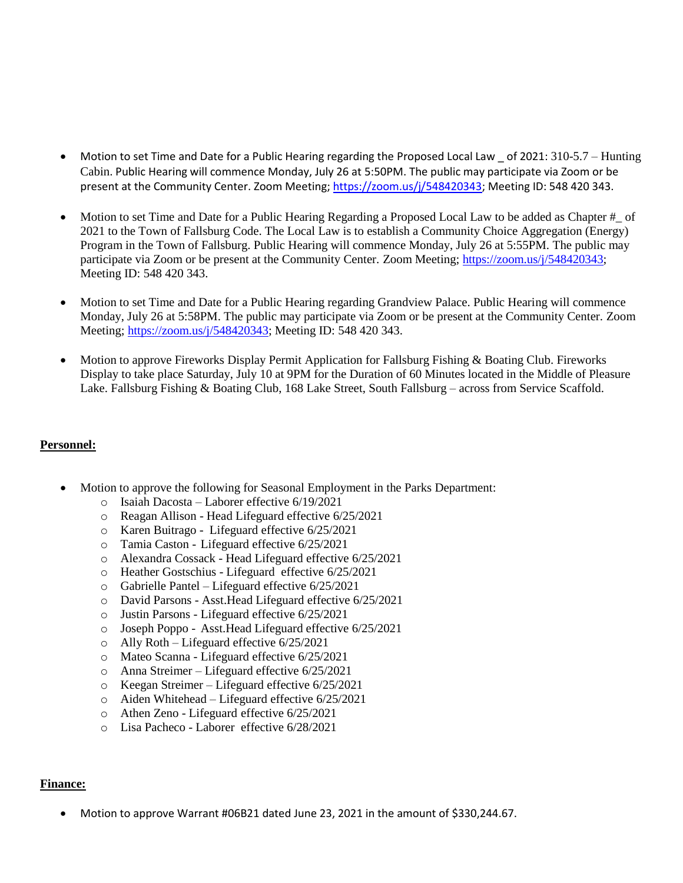- Motion to set Time and Date for a Public Hearing regarding the Proposed Local Law _ of 2021: 310-5.7 – Hunting Cabin. Public Hearing will commence Monday, July 26 at 5:50PM. The public may participate via Zoom or be present at the Community Center. Zoom Meeting; https://zoom.us/j/548420343; Meeting ID: 548 420 343.

- Motion to set Time and Date for a Public Hearing Regarding a Proposed Local Law to be added as Chapter #_ of 2021 to the Town of Fallsburg Code. The Local Law is to establish a Community Choice Aggregation (Energy) Program in the Town of Fallsburg. Public Hearing will commence Monday, July 26 at 5:55PM. The public may participate via Zoom or be present at the Community Center. Zoom Meeting; https://zoom.us/j/548420343; Meeting ID: 548 420 343.

- Motion to set Time and Date for a Public Hearing regarding Grandview Palace. Public Hearing will commence Monday, July 26 at 5:58PM. The public may participate via Zoom or be present at the Community Center. Zoom Meeting; https://zoom.us/j/548420343; Meeting ID: 548 420 343.

- Motion to approve Fireworks Display Permit Application for Fallsburg Fishing & Boating Club. Fireworks Display to take place Saturday, July 10 at 9PM for the Duration of 60 Minutes located in the Middle of Pleasure Lake. Fallsburg Fishing & Boating Club, 168 Lake Street, South Fallsburg – across from Service Scaffold.

**Personnel:**

- Motion to approve the following for Seasonal Employment in the Parks Department:
  - Isaiah Dacosta – Laborer effective 6/19/2021
  - Reagan Allison - Head Lifeguard effective 6/25/2021
  - Karen Buitrago - Lifeguard effective 6/25/2021
  - Tamia Caston - Lifeguard effective 6/25/2021
  - Alexandra Cossack - Head Lifeguard effective 6/25/2021
  - Heather Gostschius - Lifeguard effective 6/25/2021
  - Gabrielle Pantel – Lifeguard effective 6/25/2021
  - David Parsons - Asst.Head Lifeguard effective 6/25/2021
  - Justin Parsons - Lifeguard effective 6/25/2021
  - Joseph Poppo - Asst.Head Lifeguard effective 6/25/2021
  - Ally Roth – Lifeguard effective 6/25/2021
  - Mateo Scanna - Lifeguard effective 6/25/2021
  - Anna Streimer – Lifeguard effective 6/25/2021
  - Keegan Streimer – Lifeguard effective 6/25/2021
  - Aiden Whitehead – Lifeguard effective 6/25/2021
  - Athen Zeno - Lifeguard effective 6/25/2021
  - Lisa Pacheco - Laborer effective 6/28/2021

**Finance:**

- Motion to approve Warrant #06B21 dated June 23, 2021 in the amount of $330,244.67.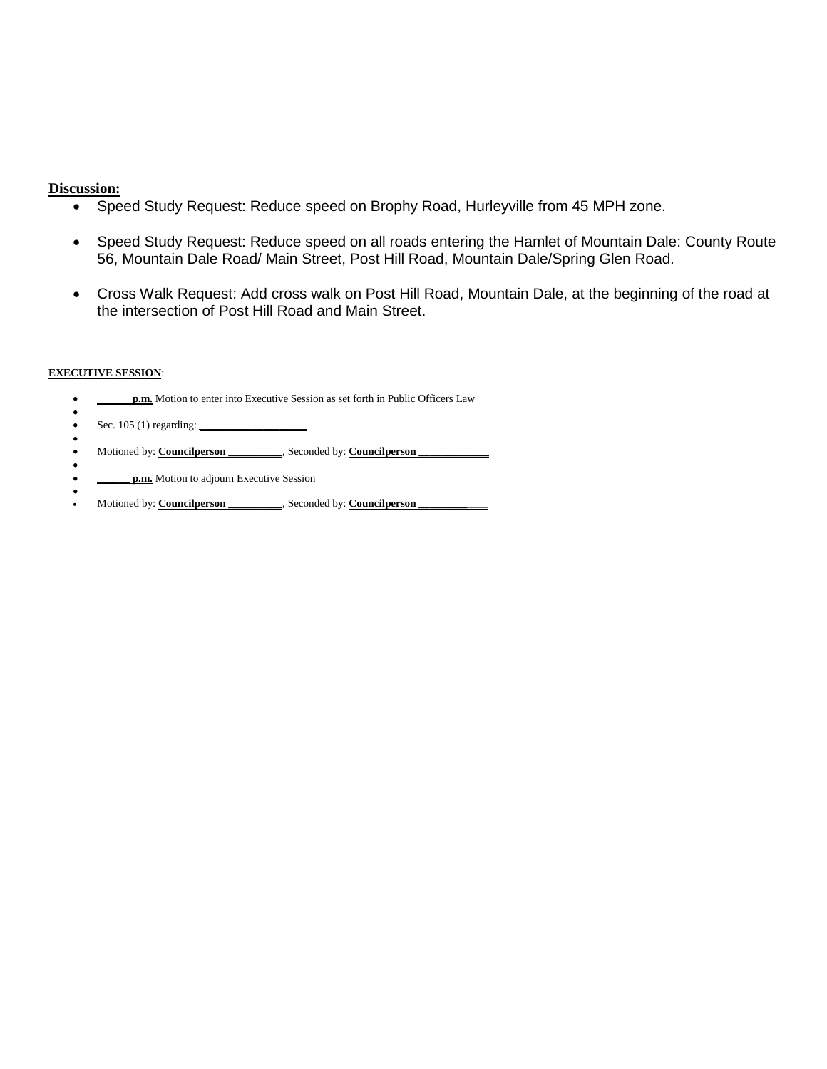**Discussion:**

- Speed Study Request: Reduce speed on Brophy Road, Hurleyville from 45 MPH zone.
- Speed Study Request: Reduce speed on all roads entering the Hamlet of Mountain Dale: County Route 56, Mountain Dale Road/ Main Street, Post Hill Road, Mountain Dale/Spring Glen Road.
- Cross Walk Request: Add cross walk on Post Hill Road, Mountain Dale, at the beginning of the road at the intersection of Post Hill Road and Main Street.

**EXECUTIVE SESSION**:

- **______ p.m.** Motion to enter into Executive Session as set forth in Public Officers Law
- Sec. 105 (1) regarding: ___________________
- Motioned by: **Councilperson __________**, Seconded by: **Councilperson _____________**
- **______ p.m.** Motion to adjourn Executive Session
- Motioned by: **Councilperson __________**, Seconded by: **Councilperson _____________**